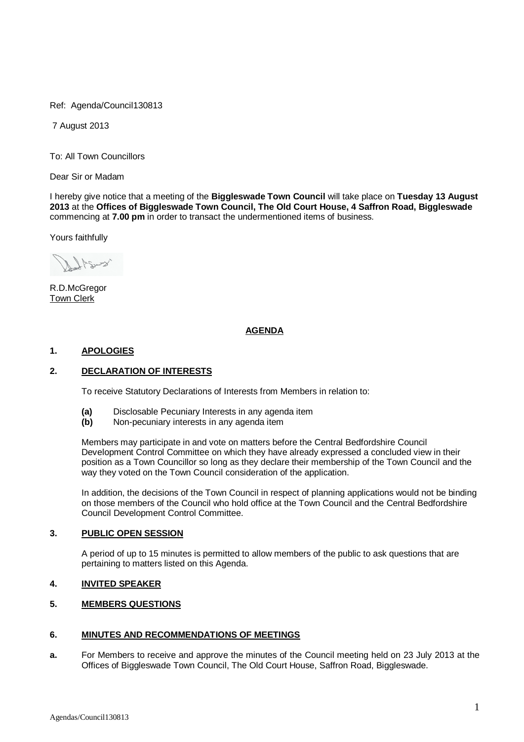Ref: Agenda/Council130813

7 August 2013

To: All Town Councillors

Dear Sir or Madam

I hereby give notice that a meeting of the **Biggleswade Town Council** will take place on **Tuesday 13 August 2013** at the **Offices of Biggleswade Town Council, The Old Court House, 4 Saffron Road, Biggleswade** commencing at **7.00 pm** in order to transact the undermentioned items of business.

Yours faithfully

R.D.McGregor
Town Clerk

## AGENDA

### 1. APOLOGIES

### 2. DECLARATION OF INTERESTS

To receive Statutory Declarations of Interests from Members in relation to:

**(a)** Disclosable Pecuniary Interests in any agenda item
**(b)** Non-pecuniary interests in any agenda item

Members may participate in and vote on matters before the Central Bedfordshire Council Development Control Committee on which they have already expressed a concluded view in their position as a Town Councillor so long as they declare their membership of the Town Council and the way they voted on the Town Council consideration of the application.

In addition, the decisions of the Town Council in respect of planning applications would not be binding on those members of the Council who hold office at the Town Council and the Central Bedfordshire Council Development Control Committee.

### 3. PUBLIC OPEN SESSION

A period of up to 15 minutes is permitted to allow members of the public to ask questions that are pertaining to matters listed on this Agenda.

### 4. INVITED SPEAKER

### 5. MEMBERS QUESTIONS

### 6. MINUTES AND RECOMMENDATIONS OF MEETINGS

**a.** For Members to receive and approve the minutes of the Council meeting held on 23 July 2013 at the Offices of Biggleswade Town Council, The Old Court House, Saffron Road, Biggleswade.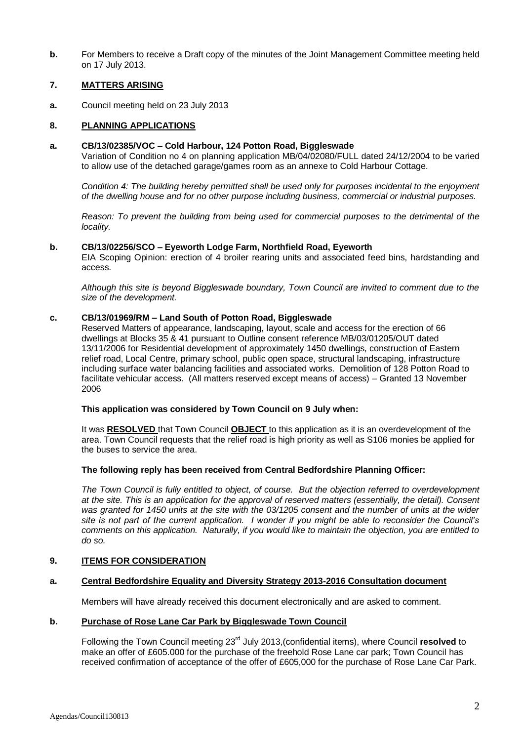**b.** For Members to receive a Draft copy of the minutes of the Joint Management Committee meeting held on 17 July 2013.

## 7. MATTERS ARISING

**a.** Council meeting held on 23 July 2013

## 8. PLANNING APPLICATIONS

### a. CB/13/02385/VOC – Cold Harbour, 124 Potton Road, Biggleswade

Variation of Condition no 4 on planning application MB/04/02080/FULL dated 24/12/2004 to be varied to allow use of the detached garage/games room as an annexe to Cold Harbour Cottage.

*Condition 4: The building hereby permitted shall be used only for purposes incidental to the enjoyment of the dwelling house and for no other purpose including business, commercial or industrial purposes.*

*Reason: To prevent the building from being used for commercial purposes to the detrimental of the locality.*

### b. CB/13/02256/SCO – Eyeworth Lodge Farm, Northfield Road, Eyeworth

EIA Scoping Opinion: erection of 4 broiler rearing units and associated feed bins, hardstanding and access.

*Although this site is beyond Biggleswade boundary, Town Council are invited to comment due to the size of the development.*

### c. CB/13/01969/RM – Land South of Potton Road, Biggleswade

Reserved Matters of appearance, landscaping, layout, scale and access for the erection of 66 dwellings at Blocks 35 & 41 pursuant to Outline consent reference MB/03/01205/OUT dated 13/11/2006 for Residential development of approximately 1450 dwellings, construction of Eastern relief road, Local Centre, primary school, public open space, structural landscaping, infrastructure including surface water balancing facilities and associated works. Demolition of 128 Potton Road to facilitate vehicular access. (All matters reserved except means of access) – Granted 13 November 2006

**This application was considered by Town Council on 9 July when:**

It was **RESOLVED** that Town Council **OBJECT** to this application as it is an overdevelopment of the area. Town Council requests that the relief road is high priority as well as S106 monies be applied for the buses to service the area.

**The following reply has been received from Central Bedfordshire Planning Officer:**

*The Town Council is fully entitled to object, of course. But the objection referred to overdevelopment at the site. This is an application for the approval of reserved matters (essentially, the detail). Consent was granted for 1450 units at the site with the 03/1205 consent and the number of units at the wider site is not part of the current application. I wonder if you might be able to reconsider the Council's comments on this application. Naturally, if you would like to maintain the objection, you are entitled to do so.*

## 9. ITEMS FOR CONSIDERATION

### a. Central Bedfordshire Equality and Diversity Strategy 2013-2016 Consultation document

Members will have already received this document electronically and are asked to comment.

### b. Purchase of Rose Lane Car Park by Biggleswade Town Council

Following the Town Council meeting 23rd July 2013,(confidential items), where Council **resolved** to make an offer of £605.000 for the purchase of the freehold Rose Lane car park; Town Council has received confirmation of acceptance of the offer of £605,000 for the purchase of Rose Lane Car Park.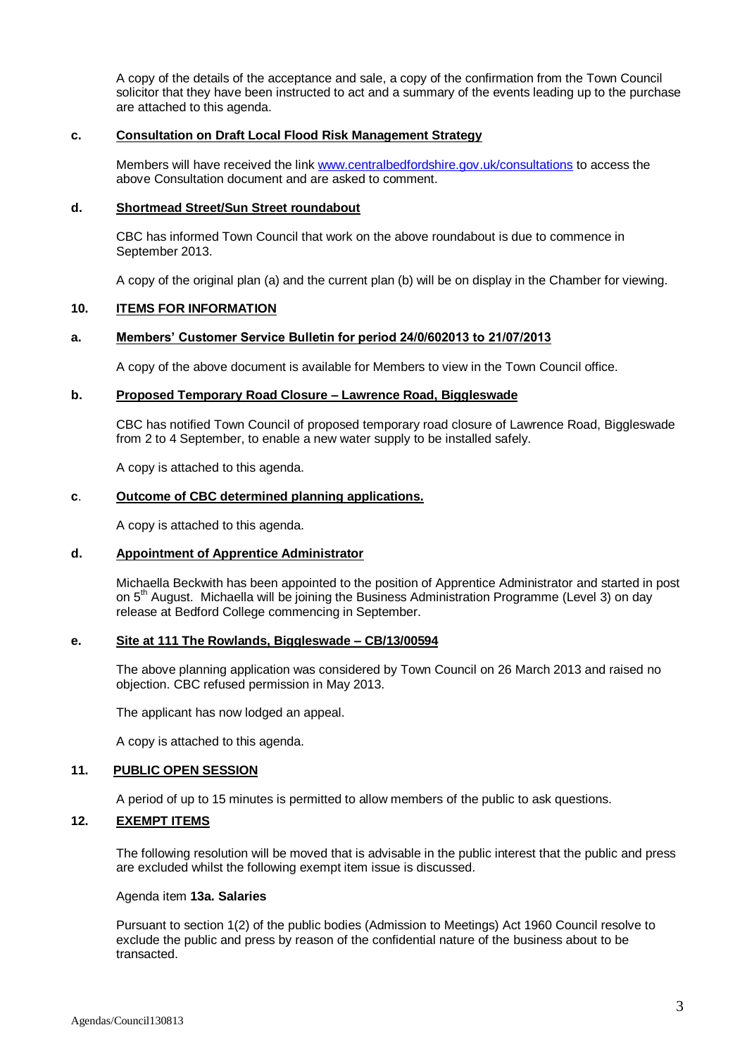A copy of the details of the acceptance and sale, a copy of the confirmation from the Town Council solicitor that they have been instructed to act and a summary of the events leading up to the purchase are attached to this agenda.

**c. Consultation on Draft Local Flood Risk Management Strategy**

Members will have received the link www.centralbedfordshire.gov.uk/consultations to access the above Consultation document and are asked to comment.

**d. Shortmead Street/Sun Street roundabout**

CBC has informed Town Council that work on the above roundabout is due to commence in September 2013.

A copy of the original plan (a) and the current plan (b) will be on display in the Chamber for viewing.

## 10. ITEMS FOR INFORMATION

**a. Members' Customer Service Bulletin for period 24/0/602013 to 21/07/2013**

A copy of the above document is available for Members to view in the Town Council office.

**b. Proposed Temporary Road Closure – Lawrence Road, Biggleswade**

CBC has notified Town Council of proposed temporary road closure of Lawrence Road, Biggleswade from 2 to 4 September, to enable a new water supply to be installed safely.

A copy is attached to this agenda.

**c. Outcome of CBC determined planning applications.**

A copy is attached to this agenda.

**d. Appointment of Apprentice Administrator**

Michaella Beckwith has been appointed to the position of Apprentice Administrator and started in post on 5th August. Michaella will be joining the Business Administration Programme (Level 3) on day release at Bedford College commencing in September.

**e. Site at 111 The Rowlands, Biggleswade – CB/13/00594**

The above planning application was considered by Town Council on 26 March 2013 and raised no objection. CBC refused permission in May 2013.

The applicant has now lodged an appeal.

A copy is attached to this agenda.

## 11. PUBLIC OPEN SESSION

A period of up to 15 minutes is permitted to allow members of the public to ask questions.

## 12. EXEMPT ITEMS

The following resolution will be moved that is advisable in the public interest that the public and press are excluded whilst the following exempt item issue is discussed.

Agenda item **13a. Salaries**

Pursuant to section 1(2) of the public bodies (Admission to Meetings) Act 1960 Council resolve to exclude the public and press by reason of the confidential nature of the business about to be transacted.